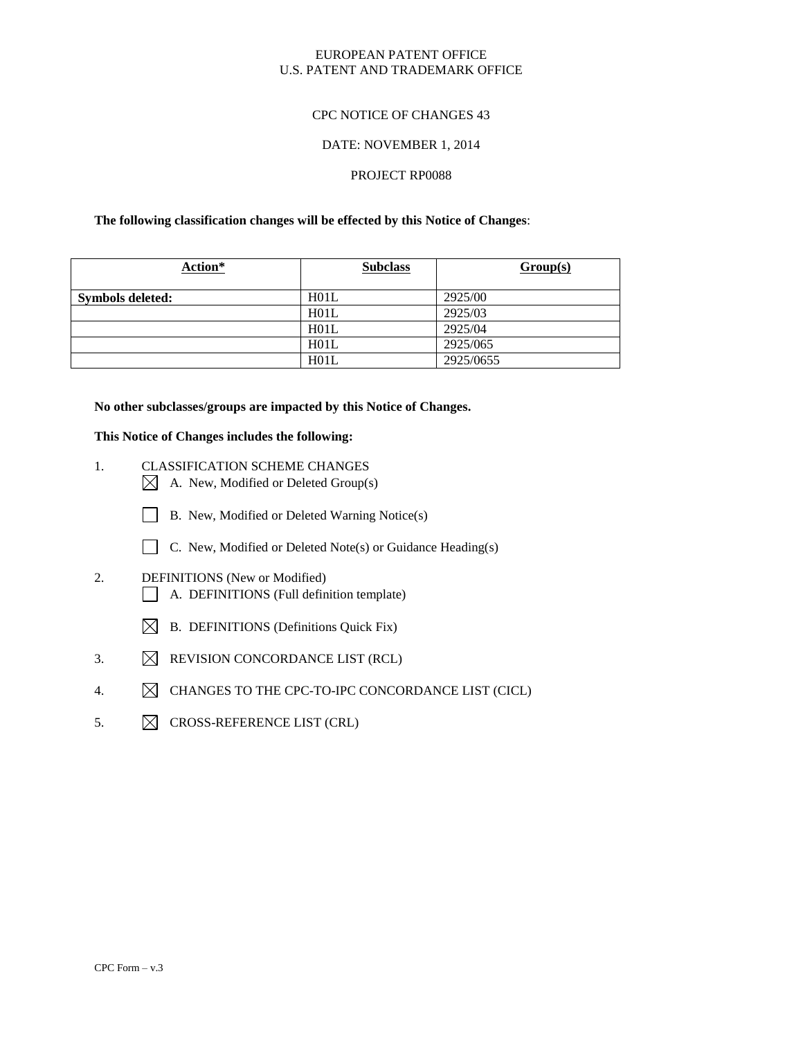EUROPEAN PATENT OFFICE
U.S. PATENT AND TRADEMARK OFFICE

CPC NOTICE OF CHANGES 43

DATE: NOVEMBER 1, 2014

PROJECT RP0088

**The following classification changes will be effected by this Notice of Changes**:

| Action* | Subclass | Group(s) |
|---|---|---|
| **Symbols deleted:** | H01L | 2925/00 |
| | H01L | 2925/03 |
| | H01L | 2925/04 |
| | H01L | 2925/065 |
| | H01L | 2925/0655 |

**No other subclasses/groups are impacted by this Notice of Changes.**

**This Notice of Changes includes the following:**

1. CLASSIFICATION SCHEME CHANGES
   - ☒ A. New, Modified or Deleted Group(s)
   - ☐ B. New, Modified or Deleted Warning Notice(s)
   - ☐ C. New, Modified or Deleted Note(s) or Guidance Heading(s)
2. DEFINITIONS (New or Modified)
   - ☐ A. DEFINITIONS (Full definition template)
   - ☒ B. DEFINITIONS (Definitions Quick Fix)
3. ☒ REVISION CONCORDANCE LIST (RCL)
4. ☒ CHANGES TO THE CPC-TO-IPC CONCORDANCE LIST (CICL)
5. ☒ CROSS-REFERENCE LIST (CRL)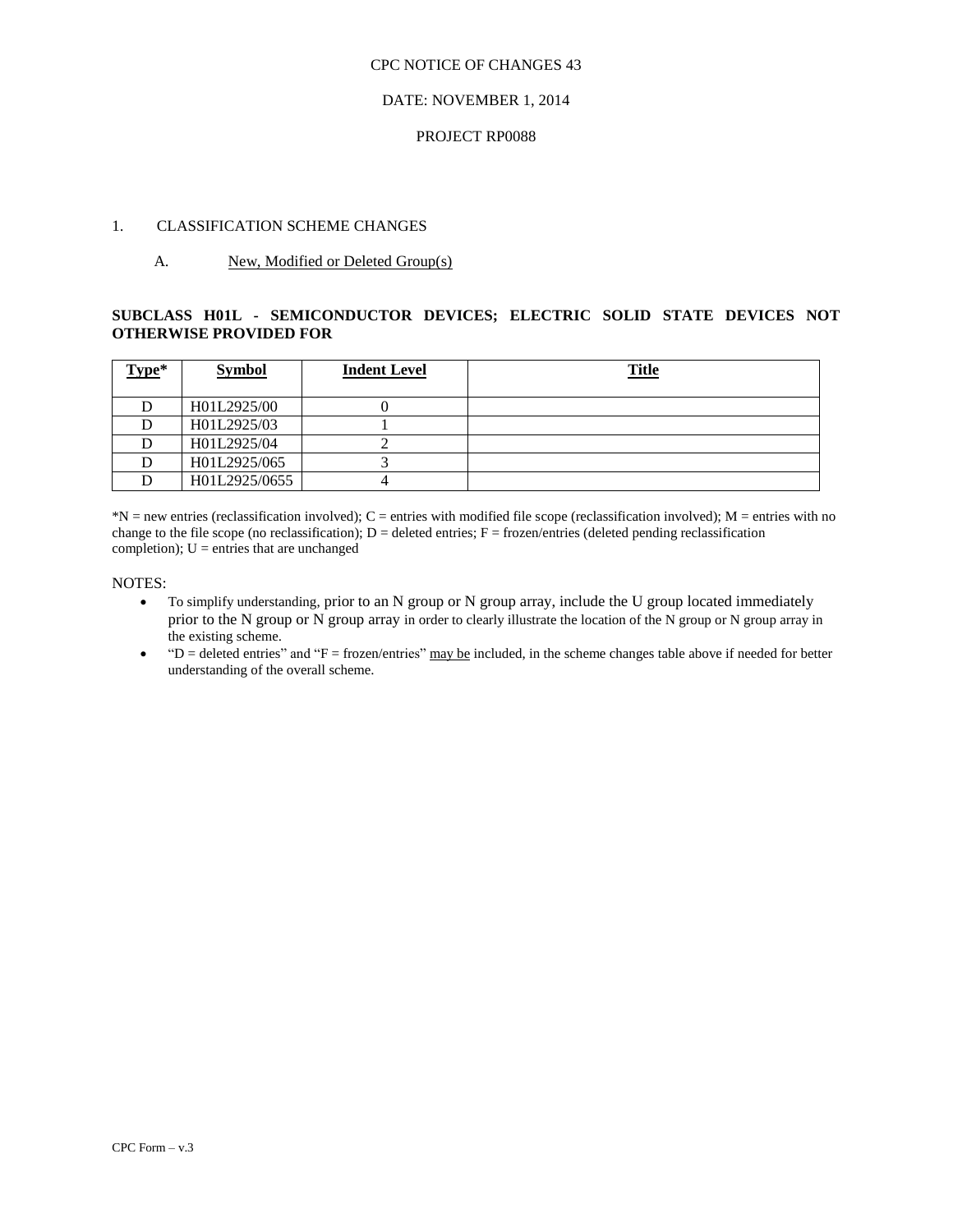CPC NOTICE OF CHANGES 43

DATE: NOVEMBER 1, 2014

PROJECT RP0088

1. CLASSIFICATION SCHEME CHANGES

A. New, Modified or Deleted Group(s)

**SUBCLASS H01L - SEMICONDUCTOR DEVICES; ELECTRIC SOLID STATE DEVICES NOT OTHERWISE PROVIDED FOR**

| Type* | Symbol | Indent Level | Title |
|---|---|---|---|
| D | H01L2925/00 | 0 | |
| D | H01L2925/03 | 1 | |
| D | H01L2925/04 | 2 | |
| D | H01L2925/065 | 3 | |
| D | H01L2925/0655 | 4 | |

*N = new entries (reclassification involved); C = entries with modified file scope (reclassification involved); M = entries with no change to the file scope (no reclassification); D = deleted entries; F = frozen/entries (deleted pending reclassification completion); U = entries that are unchanged

NOTES:

- To simplify understanding, prior to an N group or N group array, include the U group located immediately prior to the N group or N group array in order to clearly illustrate the location of the N group or N group array in the existing scheme.
- "D = deleted entries" and "F = frozen/entries" may be included, in the scheme changes table above if needed for better understanding of the overall scheme.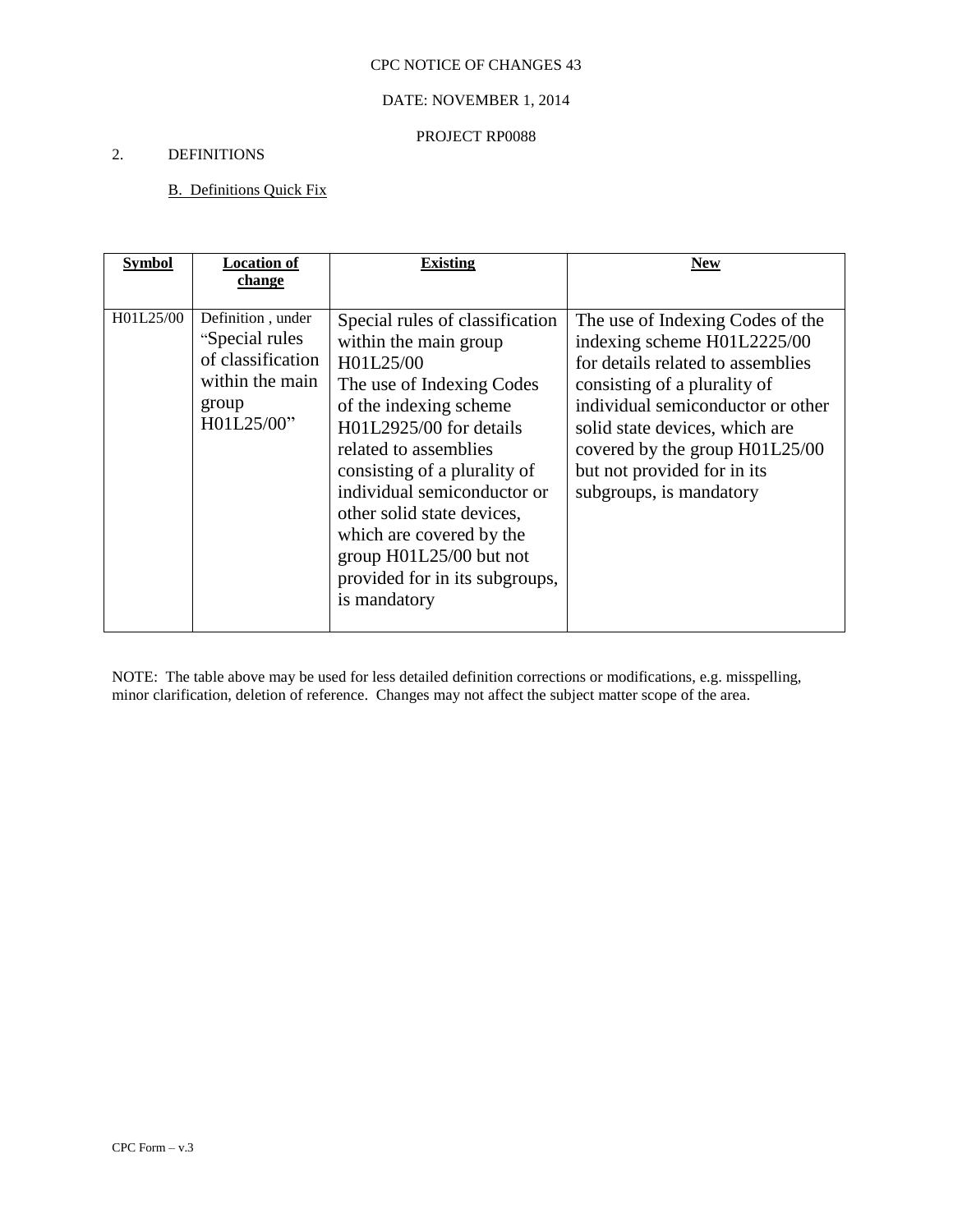CPC NOTICE OF CHANGES 43

DATE: NOVEMBER 1, 2014

PROJECT RP0088

2. DEFINITIONS

B. Definitions Quick Fix

| **Symbol** | **Location of change** | **Existing** | **New** |
|---|---|---|---|
| H01L25/00 | Definition , under "Special rules of classification within the main group H01L25/00" | Special rules of classification within the main group H01L25/00 The use of Indexing Codes of the indexing scheme H01L2925/00 for details related to assemblies consisting of a plurality of individual semiconductor or other solid state devices, which are covered by the group H01L25/00 but not provided for in its subgroups, is mandatory | The use of Indexing Codes of the indexing scheme H01L2225/00 for details related to assemblies consisting of a plurality of individual semiconductor or other solid state devices, which are covered by the group H01L25/00 but not provided for in its subgroups, is mandatory |

NOTE: The table above may be used for less detailed definition corrections or modifications, e.g. misspelling, minor clarification, deletion of reference. Changes may not affect the subject matter scope of the area.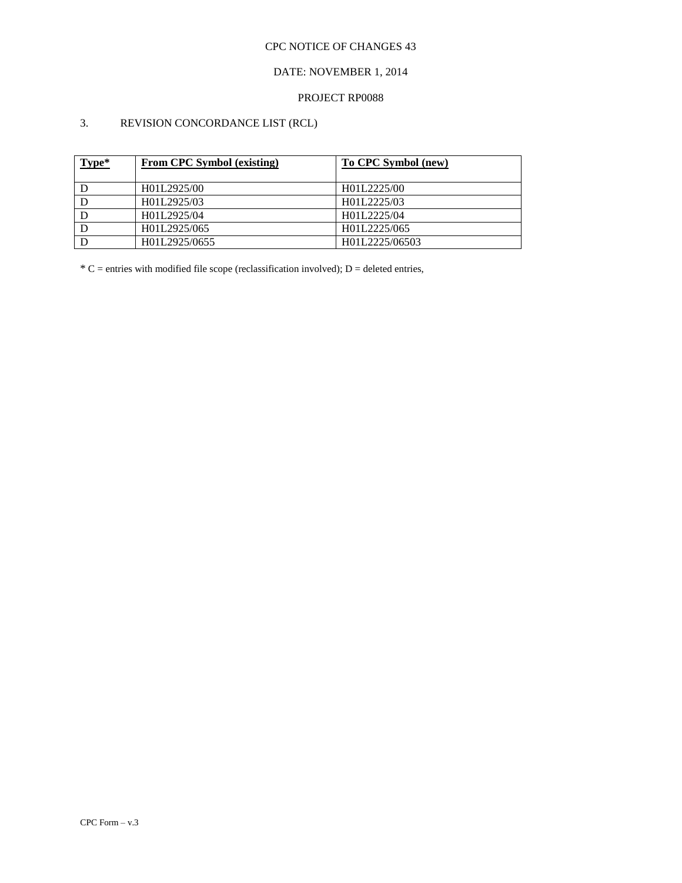CPC NOTICE OF CHANGES 43

DATE: NOVEMBER 1, 2014

PROJECT RP0088

3. REVISION CONCORDANCE LIST (RCL)

| **Type*** | **From CPC Symbol (existing)** | **To CPC Symbol (new)** |
|---|---|---|
| D | H01L2925/00 | H01L2225/00 |
| D | H01L2925/03 | H01L2225/03 |
| D | H01L2925/04 | H01L2225/04 |
| D | H01L2925/065 | H01L2225/065 |
| D | H01L2925/0655 | H01L2225/06503 |

* C = entries with modified file scope (reclassification involved); D = deleted entries,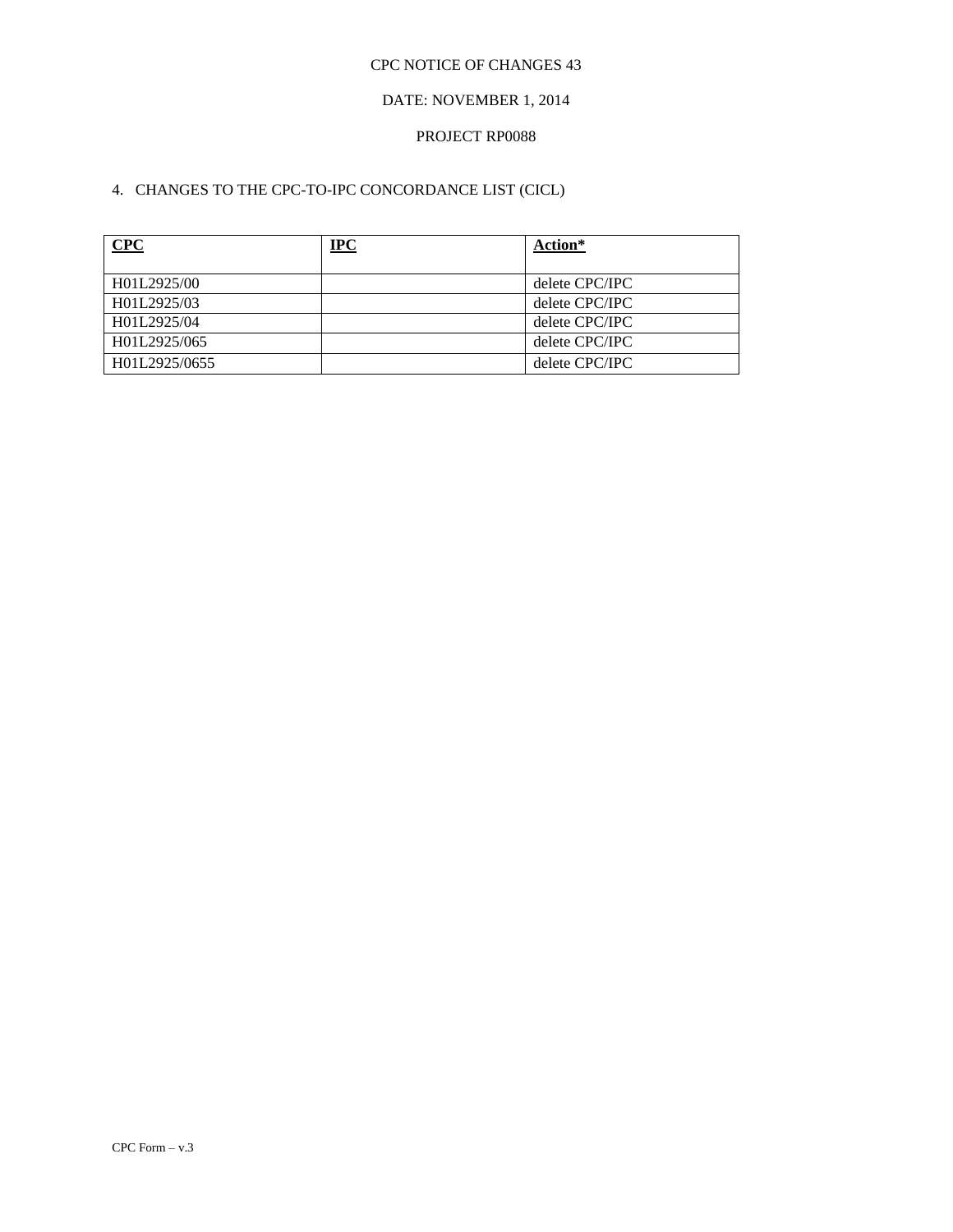CPC NOTICE OF CHANGES 43

DATE: NOVEMBER 1, 2014

PROJECT RP0088

4. CHANGES TO THE CPC-TO-IPC CONCORDANCE LIST (CICL)

| **CPC** | **IPC** | **Action*** |
|---|---|---|
| H01L2925/00 | | delete CPC/IPC |
| H01L2925/03 | | delete CPC/IPC |
| H01L2925/04 | | delete CPC/IPC |
| H01L2925/065 | | delete CPC/IPC |
| H01L2925/0655 | | delete CPC/IPC |